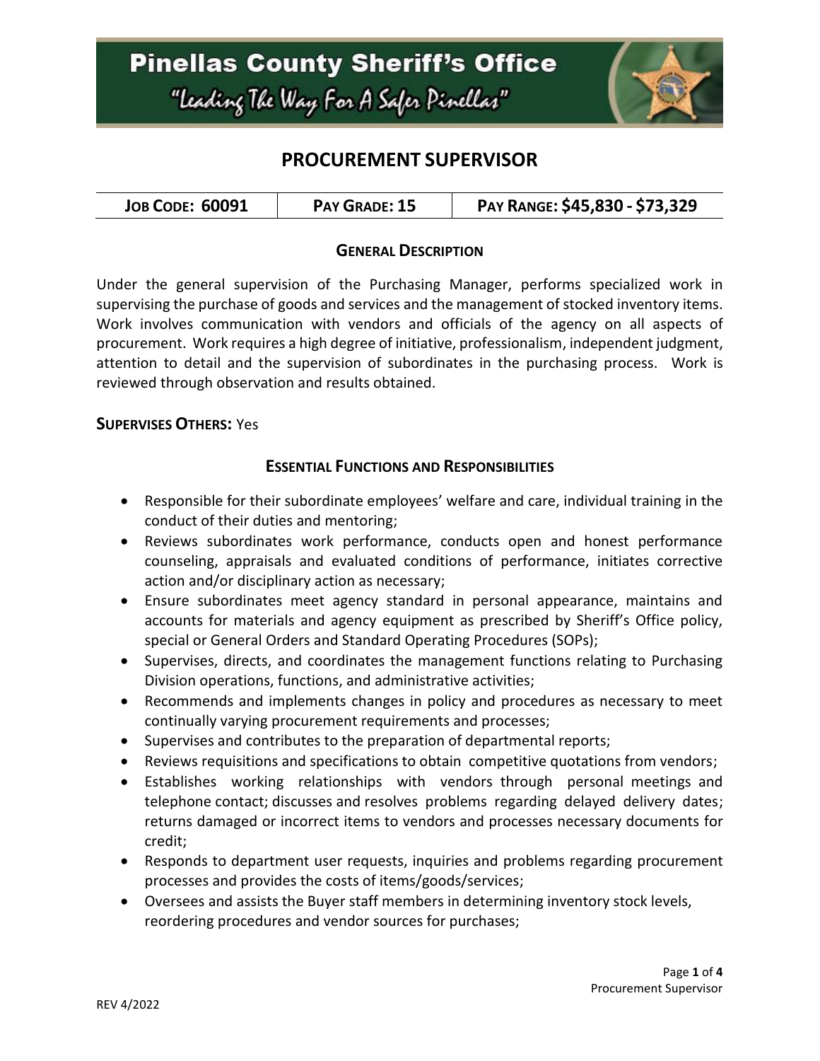# Pinellas County Sheriff's Office

"Leading The Way For A Safer Pinellas"

## PROCUREMENT SUPERVISOR

| JOB CODE: 60091 | PAY GRADE: 15 | PAY RANGE: $45,830 - $73,329 |
|---|---|---|

### GENERAL DESCRIPTION

Under the general supervision of the Purchasing Manager, performs specialized work in supervising the purchase of goods and services and the management of stocked inventory items. Work involves communication with vendors and officials of the agency on all aspects of procurement. Work requires a high degree of initiative, professionalism, independent judgment, attention to detail and the supervision of subordinates in the purchasing process. Work is reviewed through observation and results obtained.

**SUPERVISES OTHERS:** Yes

### ESSENTIAL FUNCTIONS AND RESPONSIBILITIES

- Responsible for their subordinate employees' welfare and care, individual training in the conduct of their duties and mentoring;
- Reviews subordinates work performance, conducts open and honest performance counseling, appraisals and evaluated conditions of performance, initiates corrective action and/or disciplinary action as necessary;
- Ensure subordinates meet agency standard in personal appearance, maintains and accounts for materials and agency equipment as prescribed by Sheriff's Office policy, special or General Orders and Standard Operating Procedures (SOPs);
- Supervises, directs, and coordinates the management functions relating to Purchasing Division operations, functions, and administrative activities;
- Recommends and implements changes in policy and procedures as necessary to meet continually varying procurement requirements and processes;
- Supervises and contributes to the preparation of departmental reports;
- Reviews requisitions and specifications to obtain competitive quotations from vendors;
- Establishes working relationships with vendors through personal meetings and telephone contact; discusses and resolves problems regarding delayed delivery dates; returns damaged or incorrect items to vendors and processes necessary documents for credit;
- Responds to department user requests, inquiries and problems regarding procurement processes and provides the costs of items/goods/services;
- Oversees and assists the Buyer staff members in determining inventory stock levels, reordering procedures and vendor sources for purchases;

REV 4/2022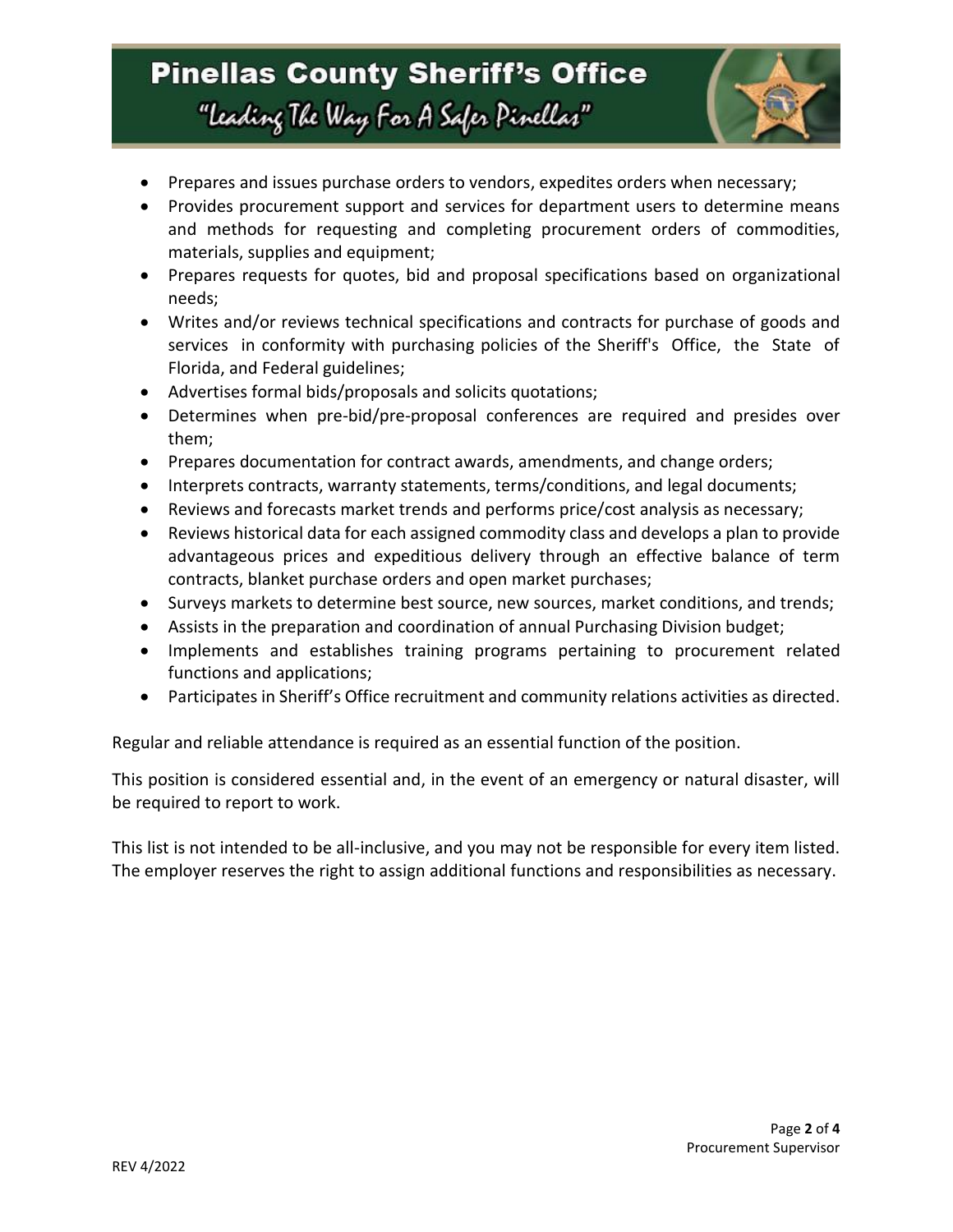- Prepares and issues purchase orders to vendors, expedites orders when necessary;
- Provides procurement support and services for department users to determine means and methods for requesting and completing procurement orders of commodities, materials, supplies and equipment;
- Prepares requests for quotes, bid and proposal specifications based on organizational needs;
- Writes and/or reviews technical specifications and contracts for purchase of goods and services in conformity with purchasing policies of the Sheriff's Office, the State of Florida, and Federal guidelines;
- Advertises formal bids/proposals and solicits quotations;
- Determines when pre-bid/pre-proposal conferences are required and presides over them;
- Prepares documentation for contract awards, amendments, and change orders;
- Interprets contracts, warranty statements, terms/conditions, and legal documents;
- Reviews and forecasts market trends and performs price/cost analysis as necessary;
- Reviews historical data for each assigned commodity class and develops a plan to provide advantageous prices and expeditious delivery through an effective balance of term contracts, blanket purchase orders and open market purchases;
- Surveys markets to determine best source, new sources, market conditions, and trends;
- Assists in the preparation and coordination of annual Purchasing Division budget;
- Implements and establishes training programs pertaining to procurement related functions and applications;
- Participates in Sheriff's Office recruitment and community relations activities as directed.

Regular and reliable attendance is required as an essential function of the position.

This position is considered essential and, in the event of an emergency or natural disaster, will be required to report to work.

This list is not intended to be all-inclusive, and you may not be responsible for every item listed. The employer reserves the right to assign additional functions and responsibilities as necessary.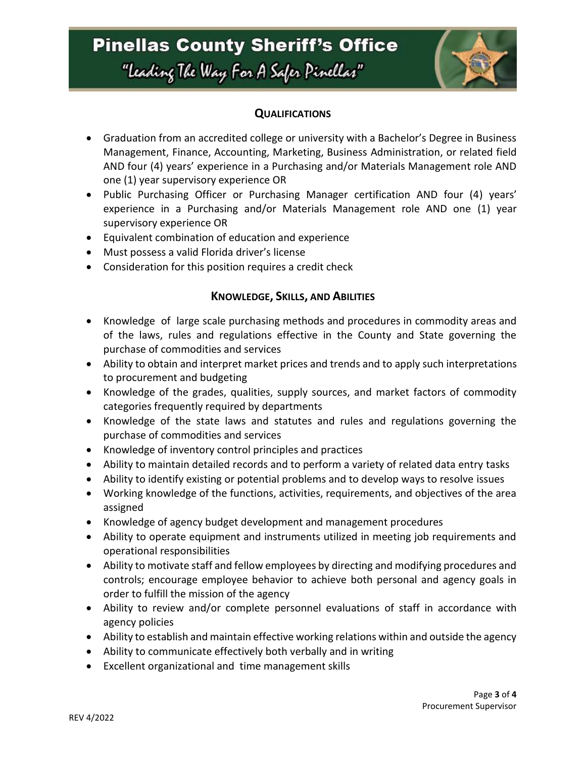## Qualifications

- Graduation from an accredited college or university with a Bachelor's Degree in Business Management, Finance, Accounting, Marketing, Business Administration, or related field AND four (4) years' experience in a Purchasing and/or Materials Management role AND one (1) year supervisory experience OR
- Public Purchasing Officer or Purchasing Manager certification AND four (4) years' experience in a Purchasing and/or Materials Management role AND one (1) year supervisory experience OR
- Equivalent combination of education and experience
- Must possess a valid Florida driver's license
- Consideration for this position requires a credit check

## Knowledge, Skills, and Abilities

- Knowledge of large scale purchasing methods and procedures in commodity areas and of the laws, rules and regulations effective in the County and State governing the purchase of commodities and services
- Ability to obtain and interpret market prices and trends and to apply such interpretations to procurement and budgeting
- Knowledge of the grades, qualities, supply sources, and market factors of commodity categories frequently required by departments
- Knowledge of the state laws and statutes and rules and regulations governing the purchase of commodities and services
- Knowledge of inventory control principles and practices
- Ability to maintain detailed records and to perform a variety of related data entry tasks
- Ability to identify existing or potential problems and to develop ways to resolve issues
- Working knowledge of the functions, activities, requirements, and objectives of the area assigned
- Knowledge of agency budget development and management procedures
- Ability to operate equipment and instruments utilized in meeting job requirements and operational responsibilities
- Ability to motivate staff and fellow employees by directing and modifying procedures and controls; encourage employee behavior to achieve both personal and agency goals in order to fulfill the mission of the agency
- Ability to review and/or complete personnel evaluations of staff in accordance with agency policies
- Ability to establish and maintain effective working relations within and outside the agency
- Ability to communicate effectively both verbally and in writing
- Excellent organizational and time management skills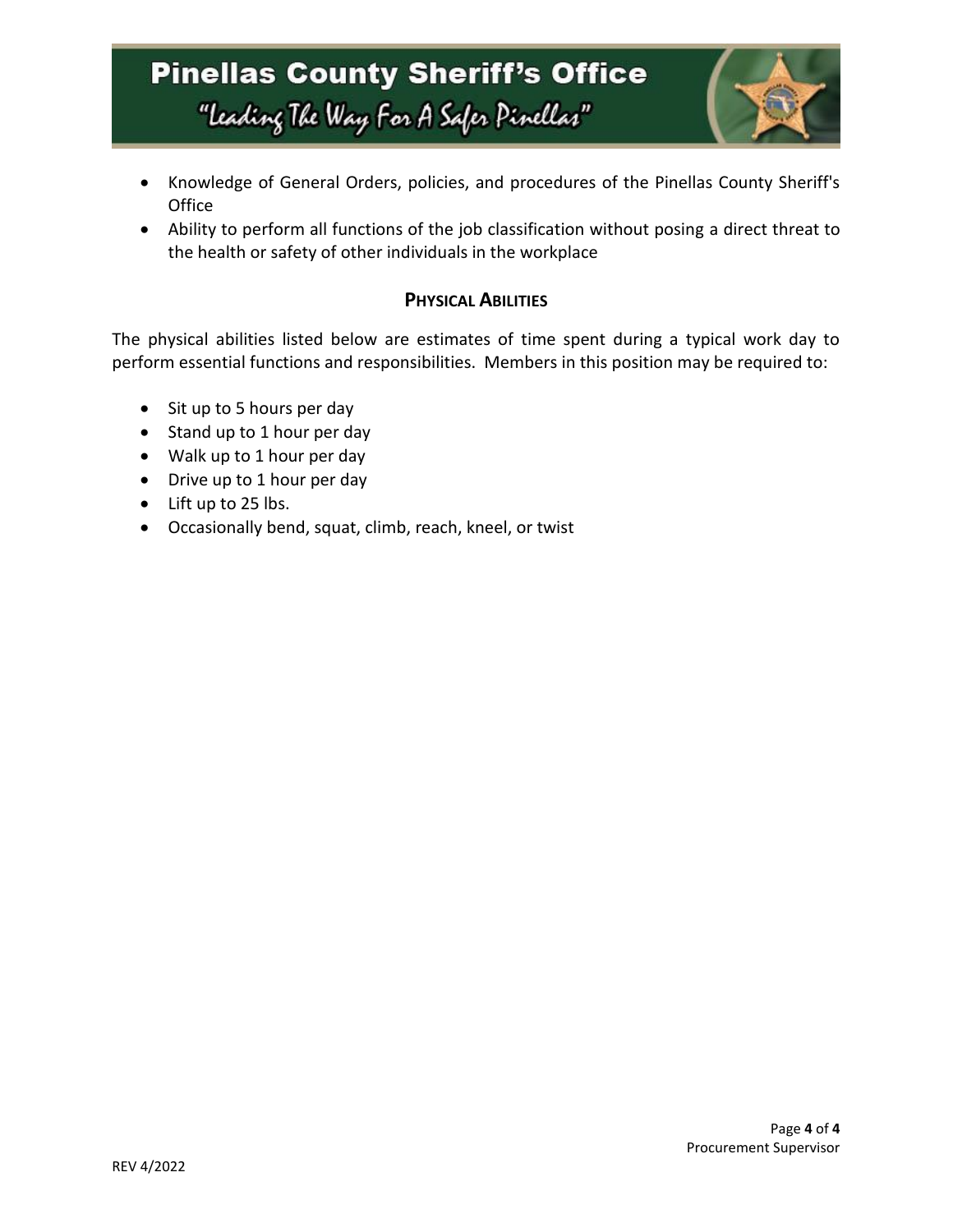- Knowledge of General Orders, policies, and procedures of the Pinellas County Sheriff's Office
- Ability to perform all functions of the job classification without posing a direct threat to the health or safety of other individuals in the workplace

## PHYSICAL ABILITIES

The physical abilities listed below are estimates of time spent during a typical work day to perform essential functions and responsibilities. Members in this position may be required to:

- Sit up to 5 hours per day
- Stand up to 1 hour per day
- Walk up to 1 hour per day
- Drive up to 1 hour per day
- Lift up to 25 lbs.
- Occasionally bend, squat, climb, reach, kneel, or twist